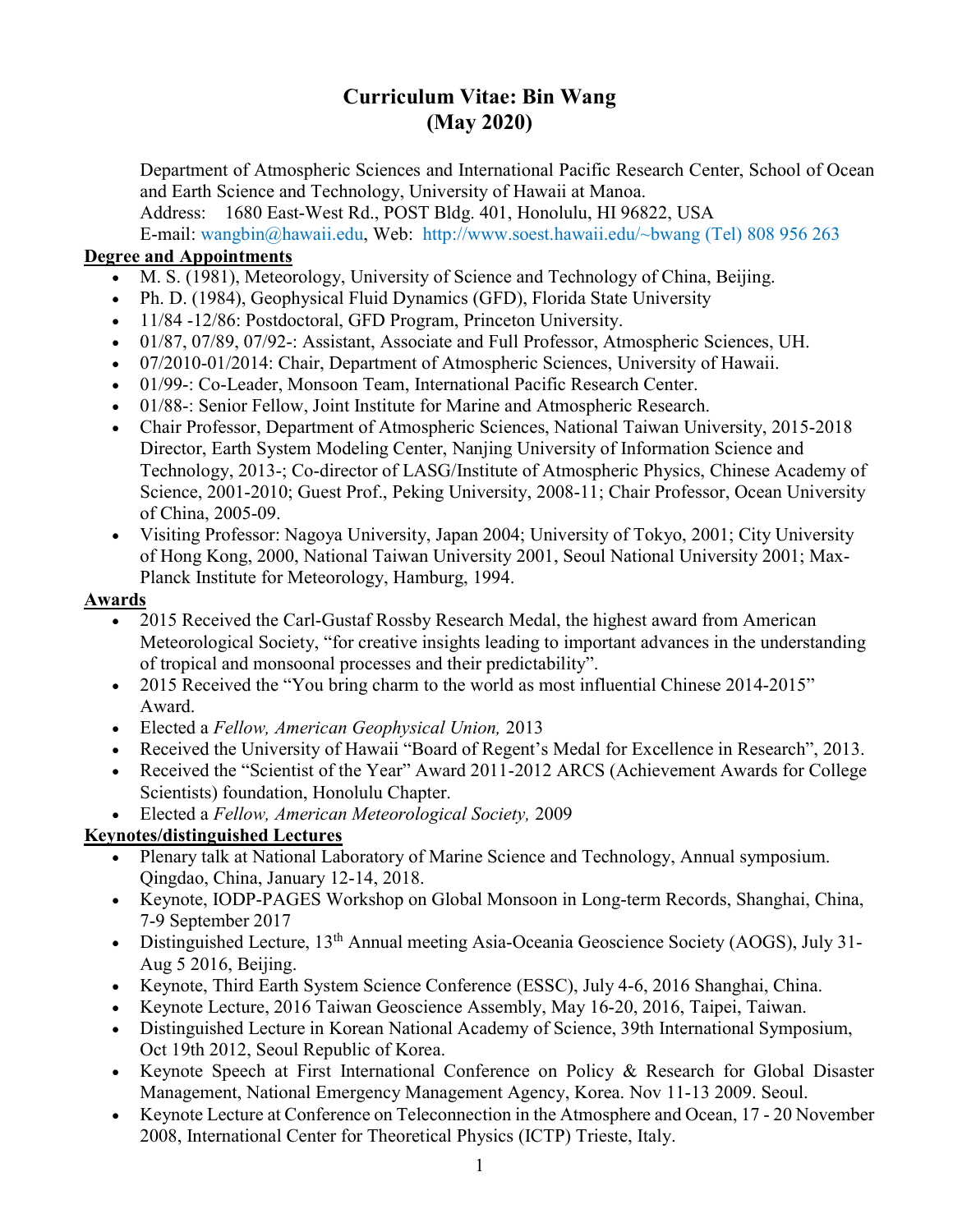# Curriculum Vitae: Bin Wang
# (May 2020)

Department of Atmospheric Sciences and International Pacific Research Center, School of Ocean and Earth Science and Technology, University of Hawaii at Manoa.
Address: 1680 East-West Rd., POST Bldg. 401, Honolulu, HI 96822, USA
E-mail: wangbin@hawaii.edu, Web: http://www.soest.hawaii.edu/~bwang (Tel) 808 956 263

## Degree and Appointments

- M. S. (1981), Meteorology, University of Science and Technology of China, Beijing.
- Ph. D. (1984), Geophysical Fluid Dynamics (GFD), Florida State University
- 11/84 -12/86: Postdoctoral, GFD Program, Princeton University.
- 01/87, 07/89, 07/92-: Assistant, Associate and Full Professor, Atmospheric Sciences, UH.
- 07/2010-01/2014: Chair, Department of Atmospheric Sciences, University of Hawaii.
- 01/99-: Co-Leader, Monsoon Team, International Pacific Research Center.
- 01/88-: Senior Fellow, Joint Institute for Marine and Atmospheric Research.
- Chair Professor, Department of Atmospheric Sciences, National Taiwan University, 2015-2018 Director, Earth System Modeling Center, Nanjing University of Information Science and Technology, 2013-; Co-director of LASG/Institute of Atmospheric Physics, Chinese Academy of Science, 2001-2010; Guest Prof., Peking University, 2008-11; Chair Professor, Ocean University of China, 2005-09.
- Visiting Professor: Nagoya University, Japan 2004; University of Tokyo, 2001; City University of Hong Kong, 2000, National Taiwan University 2001, Seoul National University 2001; Max-Planck Institute for Meteorology, Hamburg, 1994.

## Awards

- 2015 Received the Carl-Gustaf Rossby Research Medal, the highest award from American Meteorological Society, "for creative insights leading to important advances in the understanding of tropical and monsoonal processes and their predictability".
- 2015 Received the "You bring charm to the world as most influential Chinese 2014-2015" Award.
- Elected a *Fellow, American Geophysical Union,* 2013
- Received the University of Hawaii "Board of Regent's Medal for Excellence in Research", 2013.
- Received the "Scientist of the Year" Award 2011-2012 ARCS (Achievement Awards for College Scientists) foundation, Honolulu Chapter.
- Elected a *Fellow, American Meteorological Society,* 2009

## Keynotes/distinguished Lectures

- Plenary talk at National Laboratory of Marine Science and Technology, Annual symposium. Qingdao, China, January 12-14, 2018.
- Keynote, IODP-PAGES Workshop on Global Monsoon in Long-term Records, Shanghai, China, 7-9 September 2017
- Distinguished Lecture, 13th Annual meeting Asia-Oceania Geoscience Society (AOGS), July 31-Aug 5 2016, Beijing.
- Keynote, Third Earth System Science Conference (ESSC), July 4-6, 2016 Shanghai, China.
- Keynote Lecture, 2016 Taiwan Geoscience Assembly, May 16-20, 2016, Taipei, Taiwan.
- Distinguished Lecture in Korean National Academy of Science, 39th International Symposium, Oct 19th 2012, Seoul Republic of Korea.
- Keynote Speech at First International Conference on Policy & Research for Global Disaster Management, National Emergency Management Agency, Korea. Nov 11-13 2009. Seoul.
- Keynote Lecture at Conference on Teleconnection in the Atmosphere and Ocean, 17 - 20 November 2008, International Center for Theoretical Physics (ICTP) Trieste, Italy.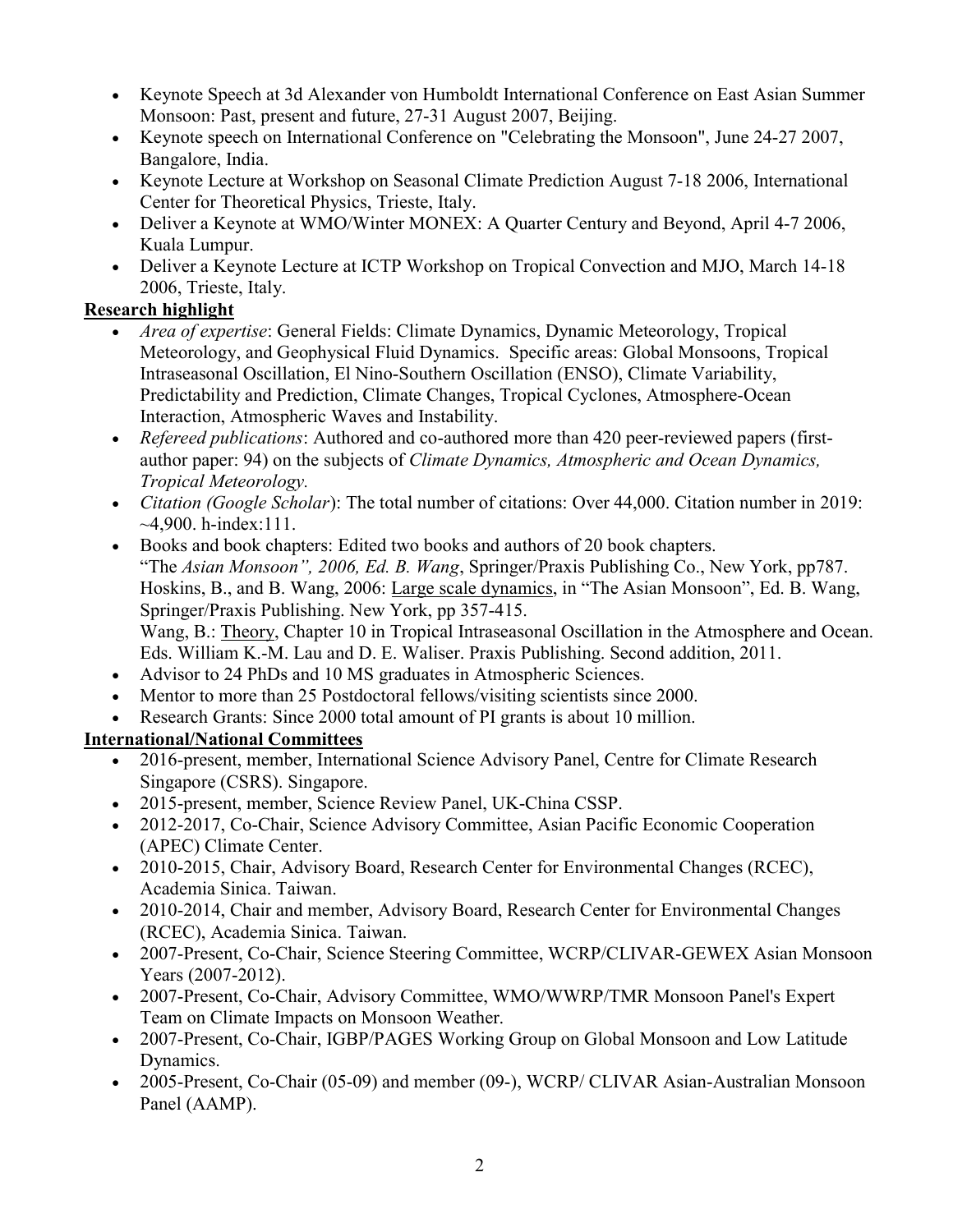- Keynote Speech at 3d Alexander von Humboldt International Conference on East Asian Summer Monsoon: Past, present and future, 27-31 August 2007, Beijing.
- Keynote speech on International Conference on "Celebrating the Monsoon", June 24-27 2007, Bangalore, India.
- Keynote Lecture at Workshop on Seasonal Climate Prediction August 7-18 2006, International Center for Theoretical Physics, Trieste, Italy.
- Deliver a Keynote at WMO/Winter MONEX: A Quarter Century and Beyond, April 4-7 2006, Kuala Lumpur.
- Deliver a Keynote Lecture at ICTP Workshop on Tropical Convection and MJO, March 14-18 2006, Trieste, Italy.

**Research highlight**

- *Area of expertise*: General Fields: Climate Dynamics, Dynamic Meteorology, Tropical Meteorology, and Geophysical Fluid Dynamics. Specific areas: Global Monsoons, Tropical Intraseasonal Oscillation, El Nino-Southern Oscillation (ENSO), Climate Variability, Predictability and Prediction, Climate Changes, Tropical Cyclones, Atmosphere-Ocean Interaction, Atmospheric Waves and Instability.
- *Refereed publications*: Authored and co-authored more than 420 peer-reviewed papers (first-author paper: 94) on the subjects of *Climate Dynamics, Atmospheric and Ocean Dynamics, Tropical Meteorology.*
- *Citation (Google Scholar*): The total number of citations: Over 44,000. Citation number in 2019: ~4,900. h-index:111.
- Books and book chapters: Edited two books and authors of 20 book chapters.
  "The *Asian Monsoon", 2006, Ed. B. Wang*, Springer/Praxis Publishing Co., New York, pp787.
  Hoskins, B., and B. Wang, 2006: Large scale dynamics, in "The Asian Monsoon", Ed. B. Wang, Springer/Praxis Publishing. New York, pp 357-415.
  Wang, B.: Theory, Chapter 10 in Tropical Intraseasonal Oscillation in the Atmosphere and Ocean. Eds. William K.-M. Lau and D. E. Waliser. Praxis Publishing. Second addition, 2011.
- Advisor to 24 PhDs and 10 MS graduates in Atmospheric Sciences.
- Mentor to more than 25 Postdoctoral fellows/visiting scientists since 2000.
- Research Grants: Since 2000 total amount of PI grants is about 10 million.

**International/National Committees**

- 2016-present, member, International Science Advisory Panel, Centre for Climate Research Singapore (CSRS). Singapore.
- 2015-present, member, Science Review Panel, UK-China CSSP.
- 2012-2017, Co-Chair, Science Advisory Committee, Asian Pacific Economic Cooperation (APEC) Climate Center.
- 2010-2015, Chair, Advisory Board, Research Center for Environmental Changes (RCEC), Academia Sinica. Taiwan.
- 2010-2014, Chair and member, Advisory Board, Research Center for Environmental Changes (RCEC), Academia Sinica. Taiwan.
- 2007-Present, Co-Chair, Science Steering Committee, WCRP/CLIVAR-GEWEX Asian Monsoon Years (2007-2012).
- 2007-Present, Co-Chair, Advisory Committee, WMO/WWRP/TMR Monsoon Panel's Expert Team on Climate Impacts on Monsoon Weather.
- 2007-Present, Co-Chair, IGBP/PAGES Working Group on Global Monsoon and Low Latitude Dynamics.
- 2005-Present, Co-Chair (05-09) and member (09-), WCRP/ CLIVAR Asian-Australian Monsoon Panel (AAMP).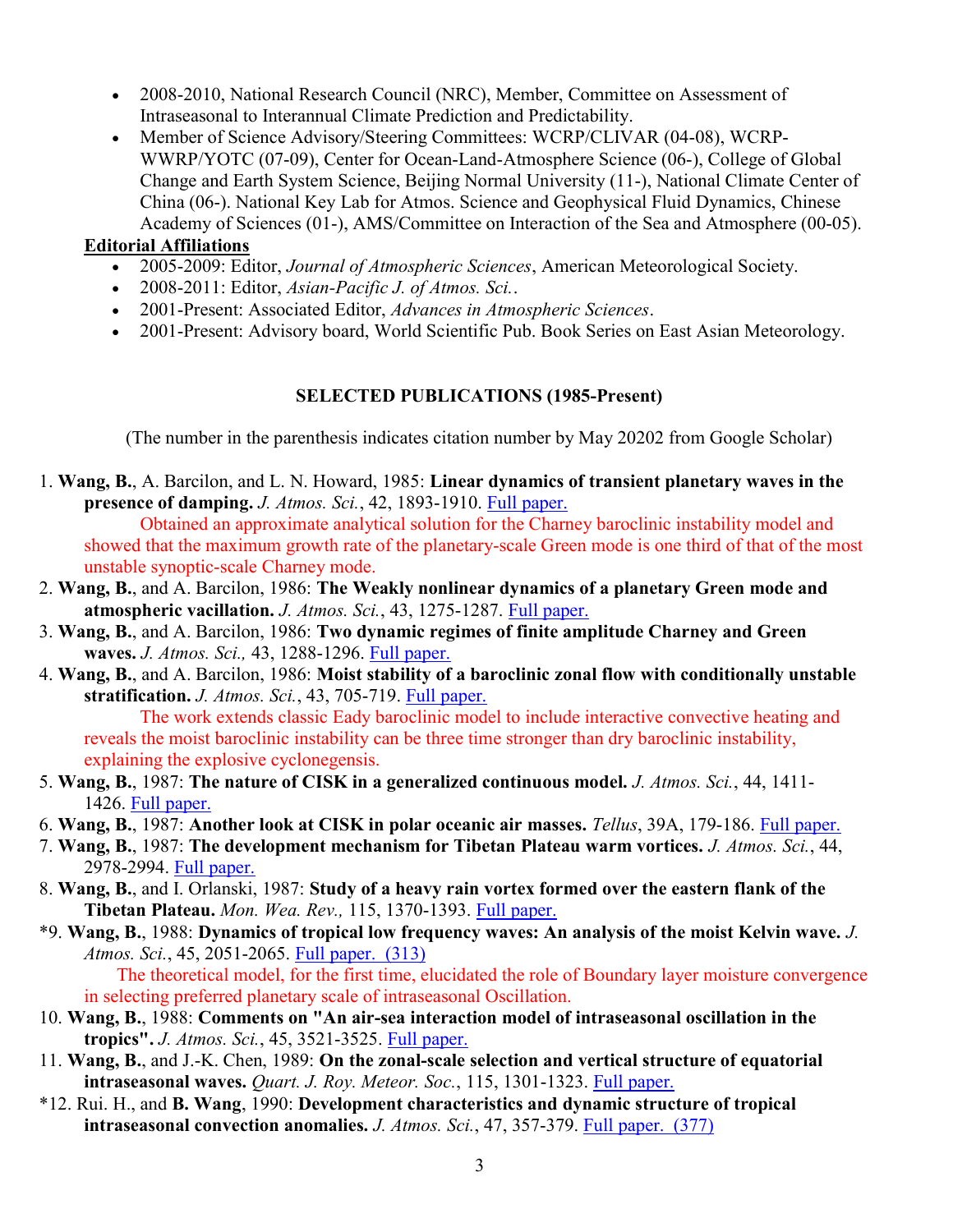- 2008-2010, National Research Council (NRC), Member, Committee on Assessment of Intraseasonal to Interannual Climate Prediction and Predictability.
- Member of Science Advisory/Steering Committees: WCRP/CLIVAR (04-08), WCRP-WWRP/YOTC (07-09), Center for Ocean-Land-Atmosphere Science (06-), College of Global Change and Earth System Science, Beijing Normal University (11-), National Climate Center of China (06-). National Key Lab for Atmos. Science and Geophysical Fluid Dynamics, Chinese Academy of Sciences (01-), AMS/Committee on Interaction of the Sea and Atmosphere (00-05).

**Editorial Affiliations**

- 2005-2009: Editor, *Journal of Atmospheric Sciences*, American Meteorological Society.
- 2008-2011: Editor, *Asian-Pacific J. of Atmos. Sci.*.
- 2001-Present: Associated Editor, *Advances in Atmospheric Sciences*.
- 2001-Present: Advisory board, World Scientific Pub. Book Series on East Asian Meteorology.

## SELECTED PUBLICATIONS (1985-Present)

(The number in the parenthesis indicates citation number by May 20202 from Google Scholar)

1. **Wang, B.**, A. Barcilon, and L. N. Howard, 1985: **Linear dynamics of transient planetary waves in the presence of damping.** *J. Atmos. Sci.*, 42, 1893-1910. Full paper.
   Obtained an approximate analytical solution for the Charney baroclinic instability model and showed that the maximum growth rate of the planetary-scale Green mode is one third of that of the most unstable synoptic-scale Charney mode.
2. **Wang, B.**, and A. Barcilon, 1986: **The Weakly nonlinear dynamics of a planetary Green mode and atmospheric vacillation.** *J. Atmos. Sci.*, 43, 1275-1287. Full paper.
3. **Wang, B.**, and A. Barcilon, 1986: **Two dynamic regimes of finite amplitude Charney and Green waves.** *J. Atmos. Sci.,* 43, 1288-1296. Full paper.
4. **Wang, B.**, and A. Barcilon, 1986: **Moist stability of a baroclinic zonal flow with conditionally unstable stratification.** *J. Atmos. Sci.*, 43, 705-719. Full paper.
   The work extends classic Eady baroclinic model to include interactive convective heating and reveals the moist baroclinic instability can be three time stronger than dry baroclinic instability, explaining the explosive cyclonegensis.
5. **Wang, B.**, 1987: **The nature of CISK in a generalized continuous model.** *J. Atmos. Sci.*, 44, 1411-1426. Full paper.
6. **Wang, B.**, 1987: **Another look at CISK in polar oceanic air masses.** *Tellus*, 39A, 179-186. Full paper.
7. **Wang, B.**, 1987: **The development mechanism for Tibetan Plateau warm vortices.** *J. Atmos. Sci.*, 44, 2978-2994. Full paper.
8. **Wang, B.**, and I. Orlanski, 1987: **Study of a heavy rain vortex formed over the eastern flank of the Tibetan Plateau.** *Mon. Wea. Rev.,* 115, 1370-1393. Full paper.

*9. **Wang, B.**, 1988: **Dynamics of tropical low frequency waves: An analysis of the moist Kelvin wave.** *J. Atmos. Sci.*, 45, 2051-2065. Full paper. (313)
   The theoretical model, for the first time, elucidated the role of Boundary layer moisture convergence in selecting preferred planetary scale of intraseasonal Oscillation.

10. **Wang, B.**, 1988: **Comments on "An air-sea interaction model of intraseasonal oscillation in the tropics".** *J. Atmos. Sci.*, 45, 3521-3525. Full paper.
11. **Wang, B.**, and J.-K. Chen, 1989: **On the zonal-scale selection and vertical structure of equatorial intraseasonal waves.** *Quart. J. Roy. Meteor. Soc.*, 115, 1301-1323. Full paper.

*12. Rui. H., and **B. Wang**, 1990: **Development characteristics and dynamic structure of tropical intraseasonal convection anomalies.** *J. Atmos. Sci.*, 47, 357-379. Full paper. (377)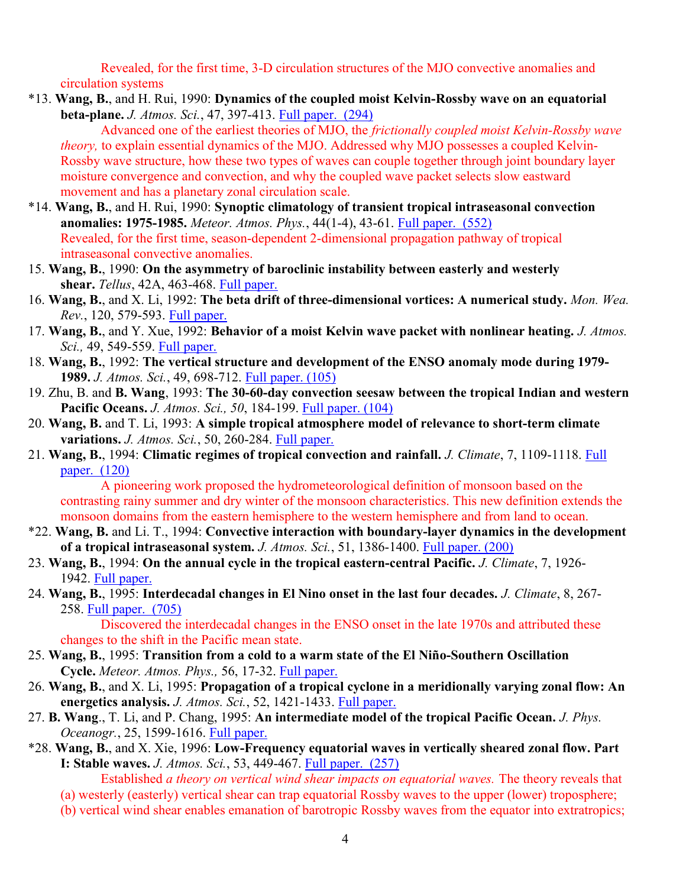Revealed, for the first time, 3-D circulation structures of the MJO convective anomalies and circulation systems

*13. **Wang, B.**, and H. Rui, 1990: **Dynamics of the coupled moist Kelvin-Rossby wave on an equatorial beta-plane.** *J. Atmos. Sci.*, 47, 397-413. Full paper. (294)

Advanced one of the earliest theories of MJO, the *frictionally coupled moist Kelvin-Rossby wave theory,* to explain essential dynamics of the MJO. Addressed why MJO possesses a coupled Kelvin-Rossby wave structure, how these two types of waves can couple together through joint boundary layer moisture convergence and convection, and why the coupled wave packet selects slow eastward movement and has a planetary zonal circulation scale.

*14. **Wang, B.**, and H. Rui, 1990: **Synoptic climatology of transient tropical intraseasonal convection anomalies: 1975-1985.** *Meteor. Atmos. Phys.*, 44(1-4), 43-61. Full paper. (552)

Revealed, for the first time, season-dependent 2-dimensional propagation pathway of tropical intraseasonal convective anomalies.

15. **Wang, B.**, 1990: **On the asymmetry of baroclinic instability between easterly and westerly shear.** *Tellus*, 42A, 463-468. Full paper.

16. **Wang, B.**, and X. Li, 1992: **The beta drift of three-dimensional vortices: A numerical study.** *Mon. Wea. Rev.*, 120, 579-593. Full paper.

17. **Wang, B.**, and Y. Xue, 1992: **Behavior of a moist Kelvin wave packet with nonlinear heating.** *J. Atmos. Sci.,* 49, 549-559. Full paper.

18. **Wang, B.**, 1992: **The vertical structure and development of the ENSO anomaly mode during 1979-1989.** *J. Atmos. Sci.*, 49, 698-712. Full paper. (105)

19. Zhu, B. and **B. Wang**, 1993: **The 30-60-day convection seesaw between the tropical Indian and western Pacific Oceans.** *J. Atmos. Sci., 50*, 184-199. Full paper. (104)

20. **Wang, B.** and T. Li, 1993: **A simple tropical atmosphere model of relevance to short-term climate variations.** *J. Atmos. Sci.*, 50, 260-284. Full paper.

21. **Wang, B.**, 1994: **Climatic regimes of tropical convection and rainfall.** *J. Climate*, 7, 1109-1118. Full paper. (120)

A pioneering work proposed the hydrometeorological definition of monsoon based on the contrasting rainy summer and dry winter of the monsoon characteristics. This new definition extends the monsoon domains from the eastern hemisphere to the western hemisphere and from land to ocean.

*22. **Wang, B.** and Li. T., 1994: **Convective interaction with boundary-layer dynamics in the development of a tropical intraseasonal system.** *J. Atmos. Sci.*, 51, 1386-1400. Full paper. (200)

23. **Wang, B.**, 1994: **On the annual cycle in the tropical eastern-central Pacific.** *J. Climate*, 7, 1926-1942. Full paper.

24. **Wang, B.**, 1995: **Interdecadal changes in El Nino onset in the last four decades.** *J. Climate*, 8, 267-258. Full paper. (705)

Discovered the interdecadal changes in the ENSO onset in the late 1970s and attributed these changes to the shift in the Pacific mean state.

25. **Wang, B.**, 1995: **Transition from a cold to a warm state of the El Niño-Southern Oscillation Cycle.** *Meteor. Atmos. Phys.,* 56, 17-32. Full paper.

26. **Wang, B.**, and X. Li, 1995: **Propagation of a tropical cyclone in a meridionally varying zonal flow: An energetics analysis.** *J. Atmos. Sci.*, 52, 1421-1433. Full paper.

27. **B. Wang**., T. Li, and P. Chang, 1995: **An intermediate model of the tropical Pacific Ocean.** *J. Phys. Oceanogr.*, 25, 1599-1616. Full paper.

*28. **Wang, B.**, and X. Xie, 1996: **Low-Frequency equatorial waves in vertically sheared zonal flow. Part I: Stable waves.** *J. Atmos. Sci.*, 53, 449-467. Full paper. (257)

Established *a theory on vertical wind shear impacts on equatorial waves.* The theory reveals that (a) westerly (easterly) vertical shear can trap equatorial Rossby waves to the upper (lower) troposphere; (b) vertical wind shear enables emanation of barotropic Rossby waves from the equator into extratropics;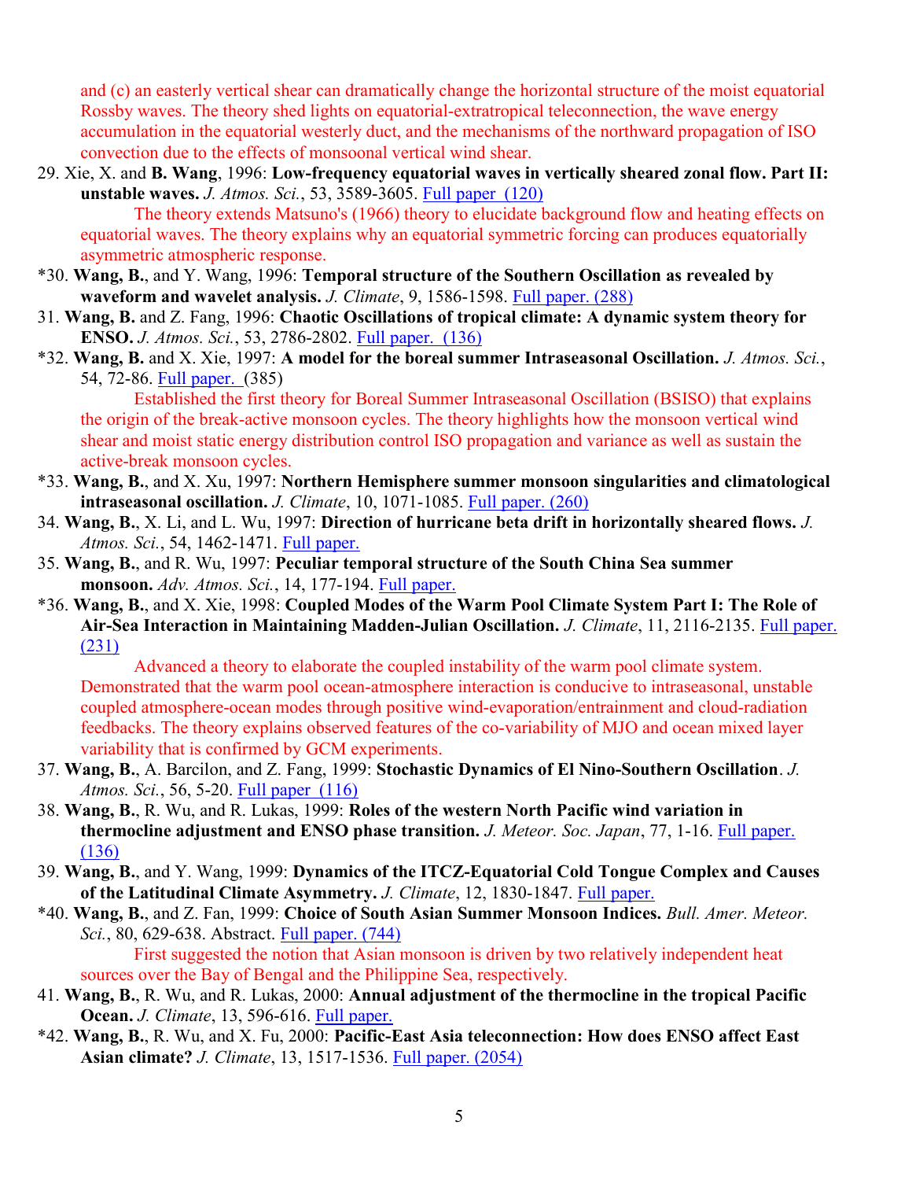and (c) an easterly vertical shear can dramatically change the horizontal structure of the moist equatorial Rossby waves. The theory shed lights on equatorial-extratropical teleconnection, the wave energy accumulation in the equatorial westerly duct, and the mechanisms of the northward propagation of ISO convection due to the effects of monsoonal vertical wind shear.

29. Xie, X. and **B. Wang**, 1996: **Low-frequency equatorial waves in vertically sheared zonal flow. Part II: unstable waves.** *J. Atmos. Sci.*, 53, 3589-3605. Full paper (120)

    The theory extends Matsuno's (1966) theory to elucidate background flow and heating effects on equatorial waves. The theory explains why an equatorial symmetric forcing can produces equatorially asymmetric atmospheric response.

*30. **Wang, B.**, and Y. Wang, 1996: **Temporal structure of the Southern Oscillation as revealed by waveform and wavelet analysis.** *J. Climate*, 9, 1586-1598. Full paper. (288)

31. **Wang, B.** and Z. Fang, 1996: **Chaotic Oscillations of tropical climate: A dynamic system theory for ENSO.** *J. Atmos. Sci.*, 53, 2786-2802. Full paper. (136)

*32. **Wang, B.** and X. Xie, 1997: **A model for the boreal summer Intraseasonal Oscillation.** *J. Atmos. Sci.*, 54, 72-86. Full paper. (385)

    Established the first theory for Boreal Summer Intraseasonal Oscillation (BSISO) that explains the origin of the break-active monsoon cycles. The theory highlights how the monsoon vertical wind shear and moist static energy distribution control ISO propagation and variance as well as sustain the active-break monsoon cycles.

*33. **Wang, B.**, and X. Xu, 1997: **Northern Hemisphere summer monsoon singularities and climatological intraseasonal oscillation.** *J. Climate*, 10, 1071-1085. Full paper. (260)

34. **Wang, B.**, X. Li, and L. Wu, 1997: **Direction of hurricane beta drift in horizontally sheared flows.** *J. Atmos. Sci.*, 54, 1462-1471. Full paper.

35. **Wang, B.**, and R. Wu, 1997: **Peculiar temporal structure of the South China Sea summer monsoon.** *Adv. Atmos. Sci.*, 14, 177-194. Full paper.

*36. **Wang, B.**, and X. Xie, 1998: **Coupled Modes of the Warm Pool Climate System Part I: The Role of Air-Sea Interaction in Maintaining Madden-Julian Oscillation.** *J. Climate*, 11, 2116-2135. Full paper. (231)

    Advanced a theory to elaborate the coupled instability of the warm pool climate system. Demonstrated that the warm pool ocean-atmosphere interaction is conducive to intraseasonal, unstable coupled atmosphere-ocean modes through positive wind-evaporation/entrainment and cloud-radiation feedbacks. The theory explains observed features of the co-variability of MJO and ocean mixed layer variability that is confirmed by GCM experiments.

37. **Wang, B.**, A. Barcilon, and Z. Fang, 1999: **Stochastic Dynamics of El Nino-Southern Oscillation**. *J. Atmos. Sci.*, 56, 5-20. Full paper (116)

38. **Wang, B.**, R. Wu, and R. Lukas, 1999: **Roles of the western North Pacific wind variation in thermocline adjustment and ENSO phase transition.** *J. Meteor. Soc. Japan*, 77, 1-16. Full paper. (136)

39. **Wang, B.**, and Y. Wang, 1999: **Dynamics of the ITCZ-Equatorial Cold Tongue Complex and Causes of the Latitudinal Climate Asymmetry.** *J. Climate*, 12, 1830-1847. Full paper.

*40. **Wang, B.**, and Z. Fan, 1999: **Choice of South Asian Summer Monsoon Indices.** *Bull. Amer. Meteor. Sci.*, 80, 629-638. Abstract. Full paper. (744)

    First suggested the notion that Asian monsoon is driven by two relatively independent heat sources over the Bay of Bengal and the Philippine Sea, respectively.

41. **Wang, B.**, R. Wu, and R. Lukas, 2000: **Annual adjustment of the thermocline in the tropical Pacific Ocean.** *J. Climate*, 13, 596-616. Full paper.

*42. **Wang, B.**, R. Wu, and X. Fu, 2000: **Pacific-East Asia teleconnection: How does ENSO affect East Asian climate?** *J. Climate*, 13, 1517-1536. Full paper. (2054)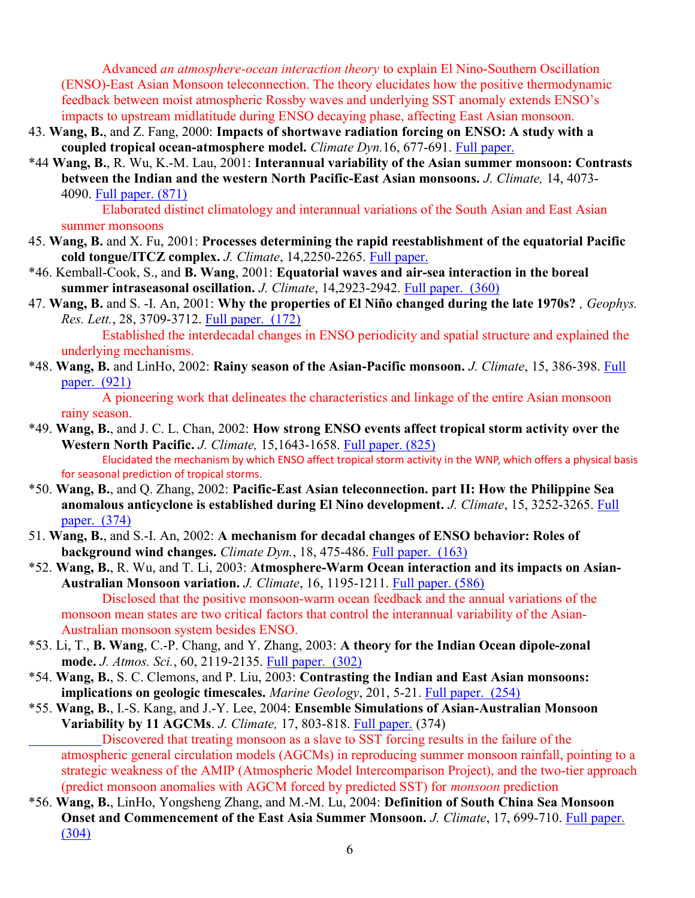Advanced *an atmosphere-ocean interaction theory* to explain El Nino-Southern Oscillation (ENSO)-East Asian Monsoon teleconnection. The theory elucidates how the positive thermodynamic feedback between moist atmospheric Rossby waves and underlying SST anomaly extends ENSO's impacts to upstream midlatitude during ENSO decaying phase, affecting East Asian monsoon.

43. **Wang, B.**, and Z. Fang, 2000: **Impacts of shortwave radiation forcing on ENSO: A study with a coupled tropical ocean-atmosphere model.** *Climate Dyn.*16, 677-691. Full paper.

*44 **Wang, B.**, R. Wu, K.-M. Lau, 2001: **Interannual variability of the Asian summer monsoon: Contrasts between the Indian and the western North Pacific-East Asian monsoons.** *J. Climate,* 14, 4073-4090. Full paper. (871)

Elaborated distinct climatology and interannual variations of the South Asian and East Asian summer monsoons

45. **Wang, B.** and X. Fu, 2001: **Processes determining the rapid reestablishment of the equatorial Pacific cold tongue/ITCZ complex.** *J. Climate*, 14,2250-2265. Full paper.

*46. Kemball-Cook, S., and **B. Wang**, 2001: **Equatorial waves and air-sea interaction in the boreal summer intraseasonal oscillation.** *J. Climate*, 14,2923-2942. Full paper. (360)

47. **Wang, B.** and S. -I. An, 2001: **Why the properties of El Niño changed during the late 1970s?** *, Geophys. Res. Lett.*, 28, 3709-3712. Full paper. (172)

Established the interdecadal changes in ENSO periodicity and spatial structure and explained the underlying mechanisms.

*48. **Wang, B.** and LinHo, 2002: **Rainy season of the Asian-Pacific monsoon.** *J. Climate*, 15, 386-398. Full paper. (921)

A pioneering work that delineates the characteristics and linkage of the entire Asian monsoon rainy season.

*49. **Wang, B.**, and J. C. L. Chan, 2002: **How strong ENSO events affect tropical storm activity over the Western North Pacific.** *J. Climate,* 15,1643-1658. Full paper. (825)

Elucidated the mechanism by which ENSO affect tropical storm activity in the WNP, which offers a physical basis for seasonal prediction of tropical storms.

*50. **Wang, B.**, and Q. Zhang, 2002: **Pacific-East Asian teleconnection. part II: How the Philippine Sea anomalous anticyclone is established during El Nino development.** *J. Climate*, 15, 3252-3265. Full paper. (374)

51. **Wang, B.**, and S.-I. An, 2002: **A mechanism for decadal changes of ENSO behavior: Roles of background wind changes.** *Climate Dyn.*, 18, 475-486. Full paper. (163)

*52. **Wang, B.**, R. Wu, and T. Li, 2003: **Atmosphere-Warm Ocean interaction and its impacts on Asian-Australian Monsoon variation.** *J. Climate*, 16, 1195-1211. Full paper. (586)

Disclosed that the positive monsoon-warm ocean feedback and the annual variations of the monsoon mean states are two critical factors that control the interannual variability of the Asian-Australian monsoon system besides ENSO.

*53. Li, T., **B. Wang**, C.-P. Chang, and Y. Zhang, 2003: **A theory for the Indian Ocean dipole-zonal mode.** *J. Atmos. Sci.*, 60, 2119-2135. Full paper. (302)

*54. **Wang, B.**, S. C. Clemons, and P. Liu, 2003: **Contrasting the Indian and East Asian monsoons: implications on geologic timescales.** *Marine Geology*, 201, 5-21. Full paper. (254)

*55. **Wang, B.**, I.-S. Kang, and J.-Y. Lee, 2004: **Ensemble Simulations of Asian-Australian Monsoon Variability by 11 AGCMs**. *J. Climate,* 17, 803-818. Full paper. (374)

Discovered that treating monsoon as a slave to SST forcing results in the failure of the atmospheric general circulation models (AGCMs) in reproducing summer monsoon rainfall, pointing to a strategic weakness of the AMIP (Atmospheric Model Intercomparison Project), and the two-tier approach (predict monsoon anomalies with AGCM forced by predicted SST) for *monsoon* prediction

*56. **Wang, B.**, LinHo, Yongsheng Zhang, and M.-M. Lu, 2004: **Definition of South China Sea Monsoon Onset and Commencement of the East Asia Summer Monsoon.** *J. Climate*, 17, 699-710. Full paper. (304)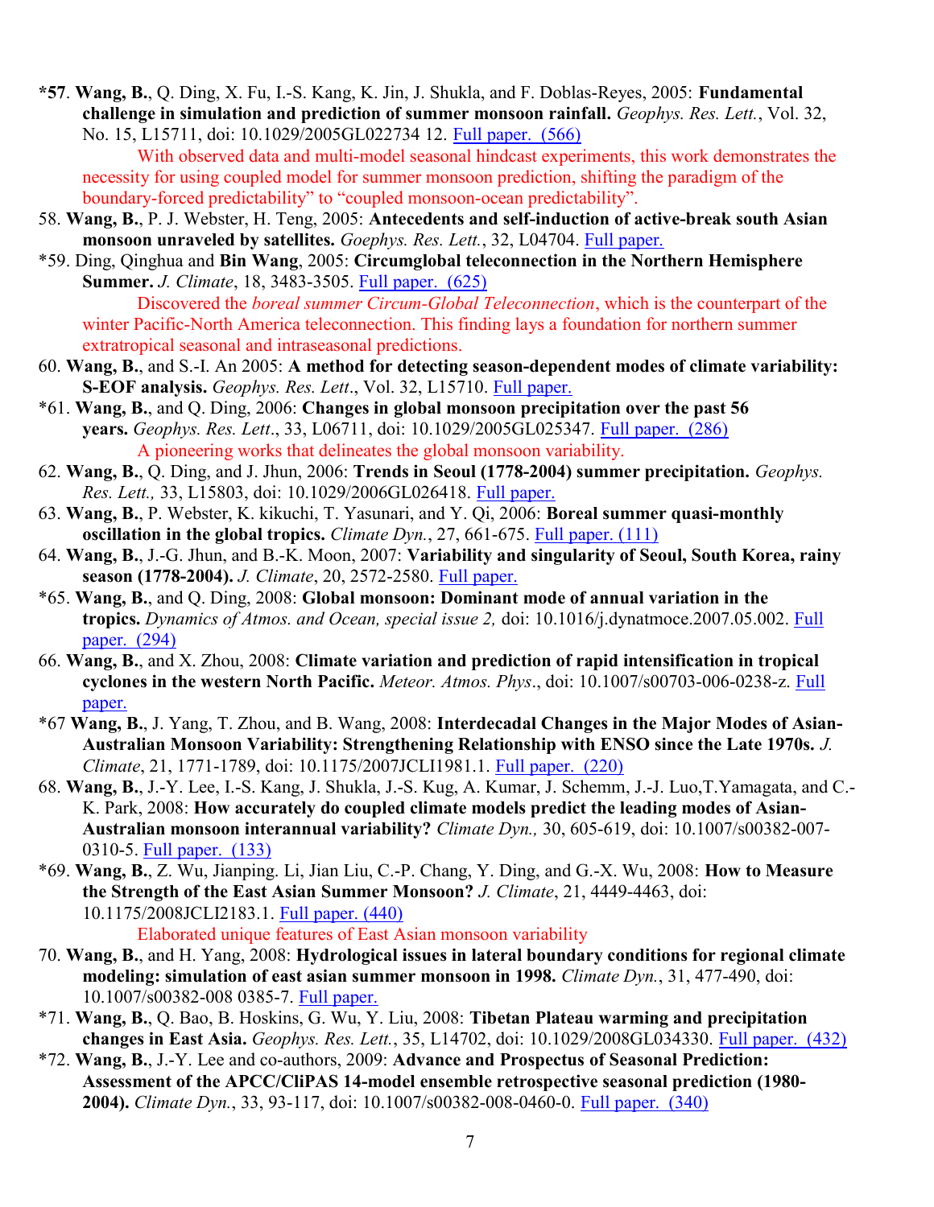**\*57**. **Wang, B.**, Q. Ding, X. Fu, I.-S. Kang, K. Jin, J. Shukla, and F. Doblas-Reyes, 2005: **Fundamental challenge in simulation and prediction of summer monsoon rainfall.** *Geophys. Res. Lett.*, Vol. 32, No. 15, L15711, doi: 10.1029/2005GL022734 12. Full paper. (566)

With observed data and multi-model seasonal hindcast experiments, this work demonstrates the necessity for using coupled model for summer monsoon prediction, shifting the paradigm of the boundary-forced predictability" to "coupled monsoon-ocean predictability".

58. **Wang, B.**, P. J. Webster, H. Teng, 2005: **Antecedents and self-induction of active-break south Asian monsoon unraveled by satellites.** *Goephys. Res. Lett.*, 32, L04704. Full paper.

\*59. Ding, Qinghua and **Bin Wang**, 2005: **Circumglobal teleconnection in the Northern Hemisphere Summer.** *J. Climate*, 18, 3483-3505. Full paper. (625)

Discovered the *boreal summer Circum-Global Teleconnection*, which is the counterpart of the winter Pacific-North America teleconnection. This finding lays a foundation for northern summer extratropical seasonal and intraseasonal predictions.

60. **Wang, B.**, and S.-I. An 2005: **A method for detecting season-dependent modes of climate variability: S-EOF analysis.** *Geophys. Res. Lett*., Vol. 32, L15710. Full paper.

\*61. **Wang, B.**, and Q. Ding, 2006: **Changes in global monsoon precipitation over the past 56 years.** *Geophys. Res. Lett*., 33, L06711, doi: 10.1029/2005GL025347. Full paper. (286)

A pioneering works that delineates the global monsoon variability.

62. **Wang, B.**, Q. Ding, and J. Jhun, 2006: **Trends in Seoul (1778-2004) summer precipitation.** *Geophys. Res. Lett.,* 33, L15803, doi: 10.1029/2006GL026418. Full paper.

63. **Wang, B.**, P. Webster, K. kikuchi, T. Yasunari, and Y. Qi, 2006: **Boreal summer quasi-monthly oscillation in the global tropics.** *Climate Dyn.*, 27, 661-675. Full paper. (111)

64. **Wang, B.**, J.-G. Jhun, and B.-K. Moon, 2007: **Variability and singularity of Seoul, South Korea, rainy season (1778-2004).** *J. Climate*, 20, 2572-2580. Full paper.

\*65. **Wang, B.**, and Q. Ding, 2008: **Global monsoon: Dominant mode of annual variation in the tropics.** *Dynamics of Atmos. and Ocean, special issue 2,* doi: 10.1016/j.dynatmoce.2007.05.002. Full paper. (294)

66. **Wang, B.**, and X. Zhou, 2008: **Climate variation and prediction of rapid intensification in tropical cyclones in the western North Pacific.** *Meteor. Atmos. Phys*., doi: 10.1007/s00703-006-0238-z. Full paper.

\*67 **Wang, B.**, J. Yang, T. Zhou, and B. Wang, 2008: **Interdecadal Changes in the Major Modes of Asian-Australian Monsoon Variability: Strengthening Relationship with ENSO since the Late 1970s.** *J. Climate*, 21, 1771-1789, doi: 10.1175/2007JCLI1981.1. Full paper. (220)

68. **Wang, B.**, J.-Y. Lee, I.-S. Kang, J. Shukla, J.-S. Kug, A. Kumar, J. Schemm, J.-J. Luo,T.Yamagata, and C.-K. Park, 2008: **How accurately do coupled climate models predict the leading modes of Asian-Australian monsoon interannual variability?** *Climate Dyn.,* 30, 605-619, doi: 10.1007/s00382-007-0310-5. Full paper. (133)

\*69. **Wang, B.**, Z. Wu, Jianping. Li, Jian Liu, C.-P. Chang, Y. Ding, and G.-X. Wu, 2008: **How to Measure the Strength of the East Asian Summer Monsoon?** *J. Climate*, 21, 4449-4463, doi: 10.1175/2008JCLI2183.1. Full paper. (440)

Elaborated unique features of East Asian monsoon variability

70. **Wang, B.**, and H. Yang, 2008: **Hydrological issues in lateral boundary conditions for regional climate modeling: simulation of east asian summer monsoon in 1998.** *Climate Dyn.*, 31, 477-490, doi: 10.1007/s00382-008 0385-7. Full paper.

\*71. **Wang, B.**, Q. Bao, B. Hoskins, G. Wu, Y. Liu, 2008: **Tibetan Plateau warming and precipitation changes in East Asia.** *Geophys. Res. Lett.*, 35, L14702, doi: 10.1029/2008GL034330. Full paper. (432)

\*72. **Wang, B.**, J.-Y. Lee and co-authors, 2009: **Advance and Prospectus of Seasonal Prediction: Assessment of the APCC/CliPAS 14-model ensemble retrospective seasonal prediction (1980-2004).** *Climate Dyn.*, 33, 93-117, doi: 10.1007/s00382-008-0460-0. Full paper. (340)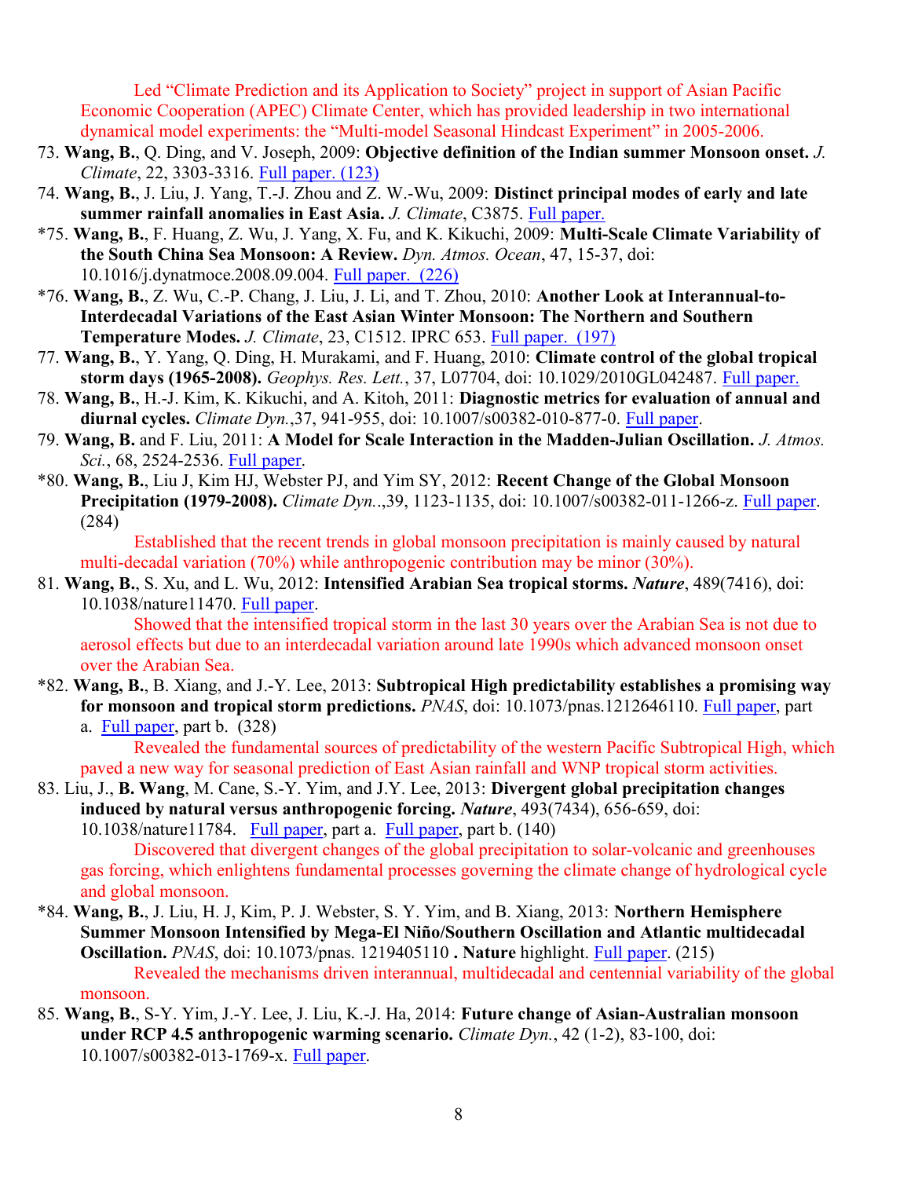Led "Climate Prediction and its Application to Society" project in support of Asian Pacific Economic Cooperation (APEC) Climate Center, which has provided leadership in two international dynamical model experiments: the "Multi-model Seasonal Hindcast Experiment" in 2005-2006.

73. **Wang, B.**, Q. Ding, and V. Joseph, 2009: **Objective definition of the Indian summer Monsoon onset.** *J. Climate*, 22, 3303-3316. Full paper. (123)
74. **Wang, B.**, J. Liu, J. Yang, T.-J. Zhou and Z. W.-Wu, 2009: **Distinct principal modes of early and late summer rainfall anomalies in East Asia.** *J. Climate*, C3875. Full paper.

*75. **Wang, B.**, F. Huang, Z. Wu, J. Yang, X. Fu, and K. Kikuchi, 2009: **Multi-Scale Climate Variability of the South China Sea Monsoon: A Review.** *Dyn. Atmos. Ocean*, 47, 15-37, doi: 10.1016/j.dynatmoce.2008.09.004. Full paper. (226)

*76. **Wang, B.**, Z. Wu, C.-P. Chang, J. Liu, J. Li, and T. Zhou, 2010: **Another Look at Interannual-to-Interdecadal Variations of the East Asian Winter Monsoon: The Northern and Southern Temperature Modes.** *J. Climate*, 23, C1512. IPRC 653. Full paper. (197)

77. **Wang, B.**, Y. Yang, Q. Ding, H. Murakami, and F. Huang, 2010: **Climate control of the global tropical storm days (1965-2008).** *Geophys. Res. Lett.*, 37, L07704, doi: 10.1029/2010GL042487. Full paper.
78. **Wang, B.**, H.-J. Kim, K. Kikuchi, and A. Kitoh, 2011: **Diagnostic metrics for evaluation of annual and diurnal cycles.** *Climate Dyn.*,37, 941-955, doi: 10.1007/s00382-010-877-0. Full paper.
79. **Wang, B.** and F. Liu, 2011: **A Model for Scale Interaction in the Madden-Julian Oscillation.** *J. Atmos. Sci.*, 68, 2524-2536. Full paper.

*80. **Wang, B.**, Liu J, Kim HJ, Webster PJ, and Yim SY, 2012: **Recent Change of the Global Monsoon Precipitation (1979-2008).** *Climate Dyn.*.,39, 1123-1135, doi: 10.1007/s00382-011-1266-z. Full paper. (284)

Established that the recent trends in global monsoon precipitation is mainly caused by natural multi-decadal variation (70%) while anthropogenic contribution may be minor (30%).

81. **Wang, B.**, S. Xu, and L. Wu, 2012: **Intensified Arabian Sea tropical storms.** ***Nature***, 489(7416), doi: 10.1038/nature11470. Full paper.

Showed that the intensified tropical storm in the last 30 years over the Arabian Sea is not due to aerosol effects but due to an interdecadal variation around late 1990s which advanced monsoon onset over the Arabian Sea.

*82. **Wang, B.**, B. Xiang, and J.-Y. Lee, 2013: **Subtropical High predictability establishes a promising way for monsoon and tropical storm predictions.** *PNAS*, doi: 10.1073/pnas.1212646110. Full paper, part a. Full paper, part b. (328)

Revealed the fundamental sources of predictability of the western Pacific Subtropical High, which paved a new way for seasonal prediction of East Asian rainfall and WNP tropical storm activities.

83. Liu, J., **B. Wang**, M. Cane, S.-Y. Yim, and J.Y. Lee, 2013: **Divergent global precipitation changes induced by natural versus anthropogenic forcing.** ***Nature***, 493(7434), 656-659, doi: 10.1038/nature11784. Full paper, part a. Full paper, part b. (140)

Discovered that divergent changes of the global precipitation to solar-volcanic and greenhouses gas forcing, which enlightens fundamental processes governing the climate change of hydrological cycle and global monsoon.

*84. **Wang, B.**, J. Liu, H. J, Kim, P. J. Webster, S. Y. Yim, and B. Xiang, 2013: **Northern Hemisphere Summer Monsoon Intensified by Mega-El Niño/Southern Oscillation and Atlantic multidecadal Oscillation.** *PNAS*, doi: 10.1073/pnas. 1219405110 **. Nature** highlight. Full paper. (215)

Revealed the mechanisms driven interannual, multidecadal and centennial variability of the global monsoon.

85. **Wang, B.**, S-Y. Yim, J.-Y. Lee, J. Liu, K.-J. Ha, 2014: **Future change of Asian-Australian monsoon under RCP 4.5 anthropogenic warming scenario.** *Climate Dyn.*, 42 (1-2), 83-100, doi: 10.1007/s00382-013-1769-x. Full paper.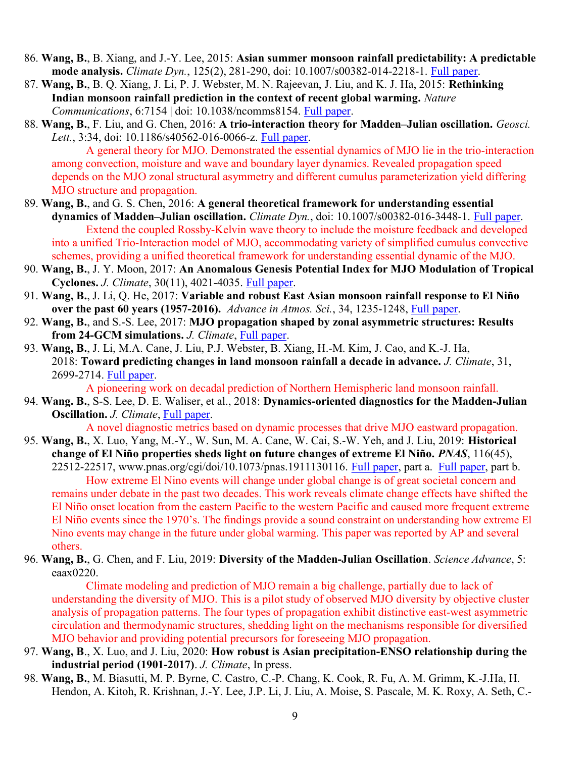86. **Wang, B.**, B. Xiang, and J.-Y. Lee, 2015: **Asian summer monsoon rainfall predictability: A predictable mode analysis.** *Climate Dyn.*, 125(2), 281-290, doi: 10.1007/s00382-014-2218-1. Full paper.
87. **Wang, B.**, B. Q. Xiang, J. Li, P. J. Webster, M. N. Rajeevan, J. Liu, and K. J. Ha, 2015: **Rethinking Indian monsoon rainfall prediction in the context of recent global warming.** *Nature Communications*, 6:7154 | doi: 10.1038/ncomms8154. Full paper.
88. **Wang, B.**, F. Liu, and G. Chen, 2016: **A trio-interaction theory for Madden–Julian oscillation.** *Geosci. Lett.*, 3:34, doi: 10.1186/s40562-016-0066-z. Full paper.

    A general theory for MJO. Demonstrated the essential dynamics of MJO lie in the trio-interaction among convection, moisture and wave and boundary layer dynamics. Revealed propagation speed depends on the MJO zonal structural asymmetry and different cumulus parameterization yield differing MJO structure and propagation.
89. **Wang, B.**, and G. S. Chen, 2016: **A general theoretical framework for understanding essential dynamics of Madden–Julian oscillation.** *Climate Dyn.*, doi: 10.1007/s00382-016-3448-1. Full paper.

    Extend the coupled Rossby-Kelvin wave theory to include the moisture feedback and developed into a unified Trio-Interaction model of MJO, accommodating variety of simplified cumulus convective schemes, providing a unified theoretical framework for understanding essential dynamic of the MJO.
90. **Wang, B.**, J. Y. Moon, 2017: **An Anomalous Genesis Potential Index for MJO Modulation of Tropical Cyclones.** *J. Climate*, 30(11), 4021-4035. Full paper.
91. **Wang, B.**, J. Li, Q. He, 2017: **Variable and robust East Asian monsoon rainfall response to El Niño over the past 60 years (1957-2016).** *Advance in Atmos. Sci.*, 34, 1235-1248, Full paper.
92. **Wang, B.**, and S.-S. Lee, 2017: **MJO propagation shaped by zonal asymmetric structures: Results from 24-GCM simulations.** *J. Climate*, Full paper.
93. **Wang, B.**, J. Li, M.A. Cane, J. Liu, P.J. Webster, B. Xiang, H.-M. Kim, J. Cao, and K.-J. Ha, 2018: **Toward predicting changes in land monsoon rainfall a decade in advance.** *J. Climate*, 31, 2699-2714. Full paper.

    A pioneering work on decadal prediction of Northern Hemispheric land monsoon rainfall.
94. **Wang. B.**, S-S. Lee, D. E. Waliser, et al., 2018: **Dynamics-oriented diagnostics for the Madden-Julian Oscillation.** *J. Climate*, Full paper.

    A novel diagnostic metrics based on dynamic processes that drive MJO eastward propagation.
95. **Wang, B.**, X. Luo, Yang, M.-Y., W. Sun, M. A. Cane, W. Cai, S.-W. Yeh, and J. Liu, 2019: **Historical change of El Niño properties sheds light on future changes of extreme El Niño.** ***PNAS***, 116(45), 22512-22517, www.pnas.org/cgi/doi/10.1073/pnas.1911130116. Full paper, part a. Full paper, part b.

    How extreme El Nino events will change under global change is of great societal concern and remains under debate in the past two decades. This work reveals climate change effects have shifted the El Niño onset location from the eastern Pacific to the western Pacific and caused more frequent extreme El Niño events since the 1970's. The findings provide a sound constraint on understanding how extreme El Nino events may change in the future under global warming. This paper was reported by AP and several others.
96. **Wang, B.**, G. Chen, and F. Liu, 2019: **Diversity of the Madden-Julian Oscillation**. *Science Advance*, 5: eaax0220.

    Climate modeling and prediction of MJO remain a big challenge, partially due to lack of understanding the diversity of MJO. This is a pilot study of observed MJO diversity by objective cluster analysis of propagation patterns. The four types of propagation exhibit distinctive east-west asymmetric circulation and thermodynamic structures, shedding light on the mechanisms responsible for diversified MJO behavior and providing potential precursors for foreseeing MJO propagation.
97. **Wang, B**., X. Luo, and J. Liu, 2020: **How robust is Asian precipitation-ENSO relationship during the industrial period (1901-2017)**. *J. Climate*, In press.
98. **Wang, B.**, M. Biasutti, M. P. Byrne, C. Castro, C.-P. Chang, K. Cook, R. Fu, A. M. Grimm, K.-J.Ha, H. Hendon, A. Kitoh, R. Krishnan, J.-Y. Lee, J.P. Li, J. Liu, A. Moise, S. Pascale, M. K. Roxy, A. Seth, C.-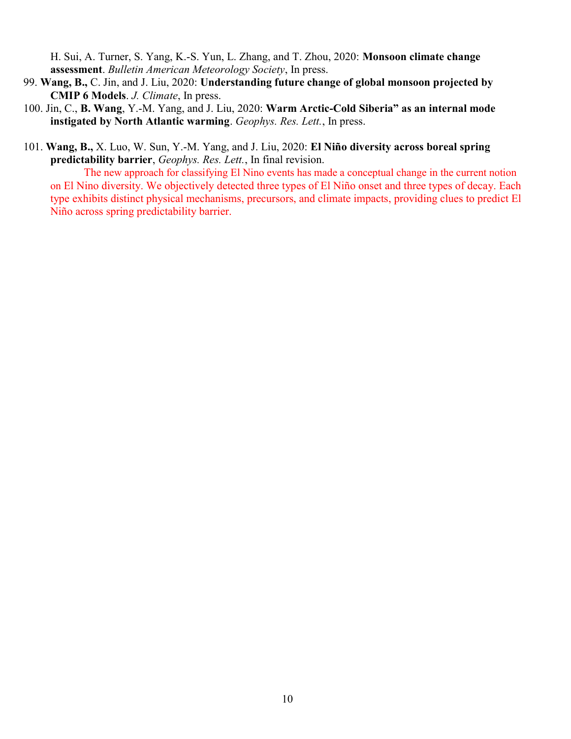H. Sui, A. Turner, S. Yang, K.-S. Yun, L. Zhang, and T. Zhou, 2020: **Monsoon climate change assessment**. *Bulletin American Meteorology Society*, In press.

99. **Wang, B.,** C. Jin, and J. Liu, 2020: **Understanding future change of global monsoon projected by CMIP 6 Models**. *J. Climate*, In press.
100. Jin, C., **B. Wang**, Y.-M. Yang, and J. Liu, 2020: **Warm Arctic-Cold Siberia" as an internal mode instigated by North Atlantic warming**. *Geophys. Res. Lett.*, In press.

101. **Wang, B.,** X. Luo, W. Sun, Y.-M. Yang, and J. Liu, 2020: **El Niño diversity across boreal spring predictability barrier**, *Geophys. Res. Lett.*, In final revision.

The new approach for classifying El Nino events has made a conceptual change in the current notion on El Nino diversity. We objectively detected three types of El Niño onset and three types of decay. Each type exhibits distinct physical mechanisms, precursors, and climate impacts, providing clues to predict El Niño across spring predictability barrier.